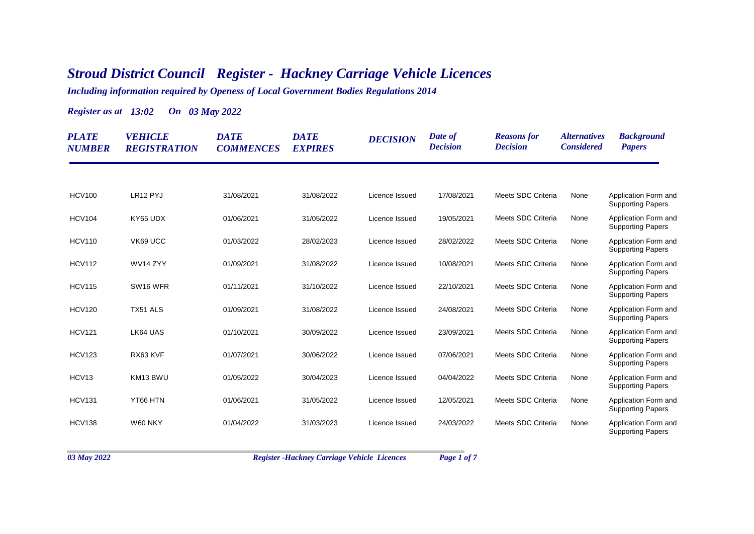# *Stroud District Council Register - Hackney Carriage Vehicle Licences*

***Including information required by Openess of Local Government Bodies Regulations 2014***

***Register as at 13:02 On 03 May 2022***

| PLATE NUMBER | VEHICLE REGISTRATION | DATE COMMENCES | DATE EXPIRES | DECISION | Date of Decision | Reasons for Decision | Alternatives Considered | Background Papers |
|---|---|---|---|---|---|---|---|---|
| HCV100 | LR12 PYJ | 31/08/2021 | 31/08/2022 | Licence Issued | 17/08/2021 | Meets SDC Criteria | None | Application Form and Supporting Papers |
| HCV104 | KY65 UDX | 01/06/2021 | 31/05/2022 | Licence Issued | 19/05/2021 | Meets SDC Criteria | None | Application Form and Supporting Papers |
| HCV110 | VK69 UCC | 01/03/2022 | 28/02/2023 | Licence Issued | 28/02/2022 | Meets SDC Criteria | None | Application Form and Supporting Papers |
| HCV112 | WV14 ZYY | 01/09/2021 | 31/08/2022 | Licence Issued | 10/08/2021 | Meets SDC Criteria | None | Application Form and Supporting Papers |
| HCV115 | SW16 WFR | 01/11/2021 | 31/10/2022 | Licence Issued | 22/10/2021 | Meets SDC Criteria | None | Application Form and Supporting Papers |
| HCV120 | TX51 ALS | 01/09/2021 | 31/08/2022 | Licence Issued | 24/08/2021 | Meets SDC Criteria | None | Application Form and Supporting Papers |
| HCV121 | LK64 UAS | 01/10/2021 | 30/09/2022 | Licence Issued | 23/09/2021 | Meets SDC Criteria | None | Application Form and Supporting Papers |
| HCV123 | RX63 KVF | 01/07/2021 | 30/06/2022 | Licence Issued | 07/06/2021 | Meets SDC Criteria | None | Application Form and Supporting Papers |
| HCV13 | KM13 BWU | 01/05/2022 | 30/04/2023 | Licence Issued | 04/04/2022 | Meets SDC Criteria | None | Application Form and Supporting Papers |
| HCV131 | YT66 HTN | 01/06/2021 | 31/05/2022 | Licence Issued | 12/05/2021 | Meets SDC Criteria | None | Application Form and Supporting Papers |
| HCV138 | W60 NKY | 01/04/2022 | 31/03/2023 | Licence Issued | 24/03/2022 | Meets SDC Criteria | None | Application Form and Supporting Papers |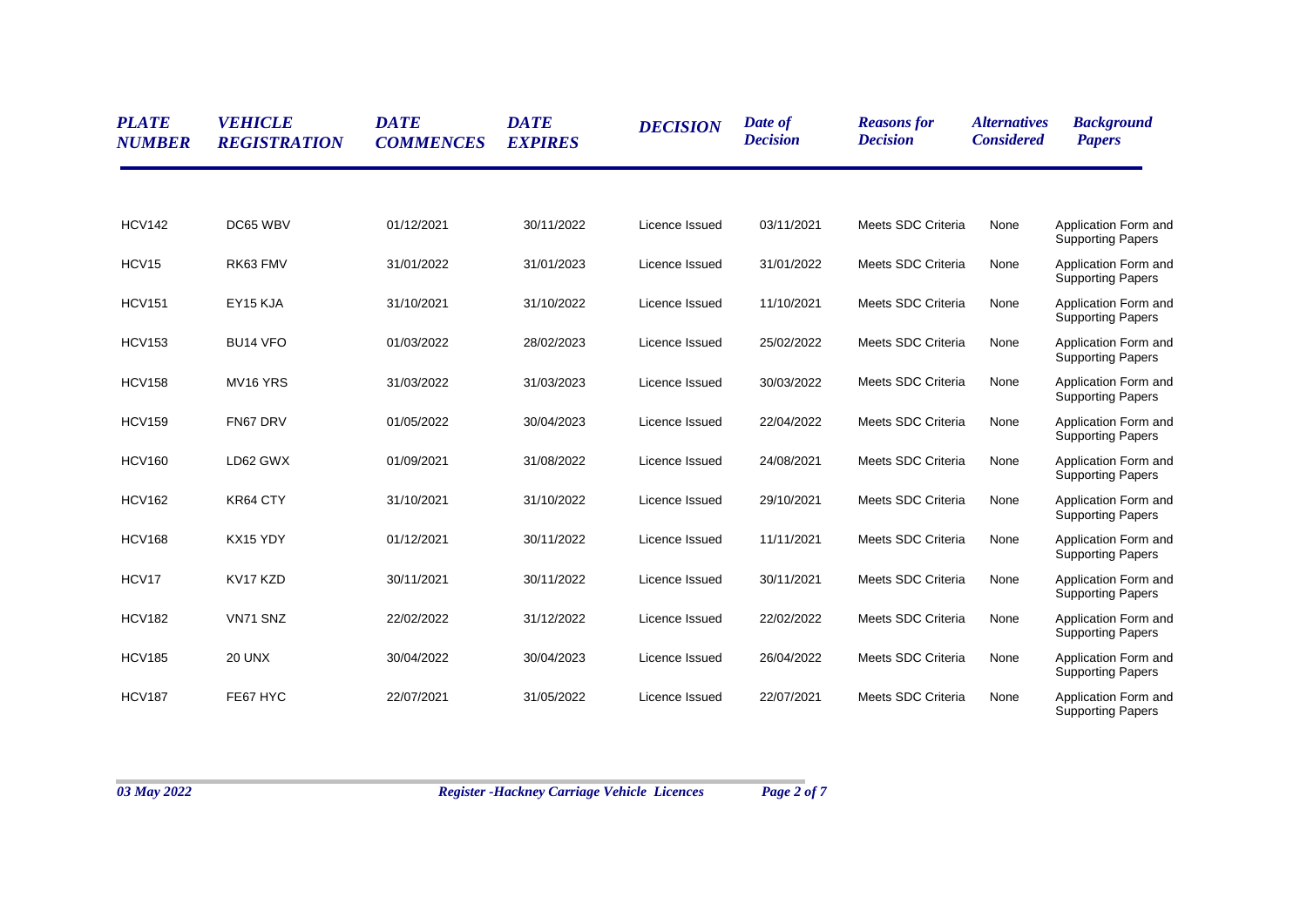| PLATE NUMBER | VEHICLE REGISTRATION | DATE COMMENCES | DATE EXPIRES | DECISION | Date of Decision | Reasons for Decision | Alternatives Considered | Background Papers |
|---|---|---|---|---|---|---|---|---|
| HCV142 | DC65 WBV | 01/12/2021 | 30/11/2022 | Licence Issued | 03/11/2021 | Meets SDC Criteria | None | Application Form and Supporting Papers |
| HCV15 | RK63 FMV | 31/01/2022 | 31/01/2023 | Licence Issued | 31/01/2022 | Meets SDC Criteria | None | Application Form and Supporting Papers |
| HCV151 | EY15 KJA | 31/10/2021 | 31/10/2022 | Licence Issued | 11/10/2021 | Meets SDC Criteria | None | Application Form and Supporting Papers |
| HCV153 | BU14 VFO | 01/03/2022 | 28/02/2023 | Licence Issued | 25/02/2022 | Meets SDC Criteria | None | Application Form and Supporting Papers |
| HCV158 | MV16 YRS | 31/03/2022 | 31/03/2023 | Licence Issued | 30/03/2022 | Meets SDC Criteria | None | Application Form and Supporting Papers |
| HCV159 | FN67 DRV | 01/05/2022 | 30/04/2023 | Licence Issued | 22/04/2022 | Meets SDC Criteria | None | Application Form and Supporting Papers |
| HCV160 | LD62 GWX | 01/09/2021 | 31/08/2022 | Licence Issued | 24/08/2021 | Meets SDC Criteria | None | Application Form and Supporting Papers |
| HCV162 | KR64 CTY | 31/10/2021 | 31/10/2022 | Licence Issued | 29/10/2021 | Meets SDC Criteria | None | Application Form and Supporting Papers |
| HCV168 | KX15 YDY | 01/12/2021 | 30/11/2022 | Licence Issued | 11/11/2021 | Meets SDC Criteria | None | Application Form and Supporting Papers |
| HCV17 | KV17 KZD | 30/11/2021 | 30/11/2022 | Licence Issued | 30/11/2021 | Meets SDC Criteria | None | Application Form and Supporting Papers |
| HCV182 | VN71 SNZ | 22/02/2022 | 31/12/2022 | Licence Issued | 22/02/2022 | Meets SDC Criteria | None | Application Form and Supporting Papers |
| HCV185 | 20 UNX | 30/04/2022 | 30/04/2023 | Licence Issued | 26/04/2022 | Meets SDC Criteria | None | Application Form and Supporting Papers |
| HCV187 | FE67 HYC | 22/07/2021 | 31/05/2022 | Licence Issued | 22/07/2021 | Meets SDC Criteria | None | Application Form and Supporting Papers |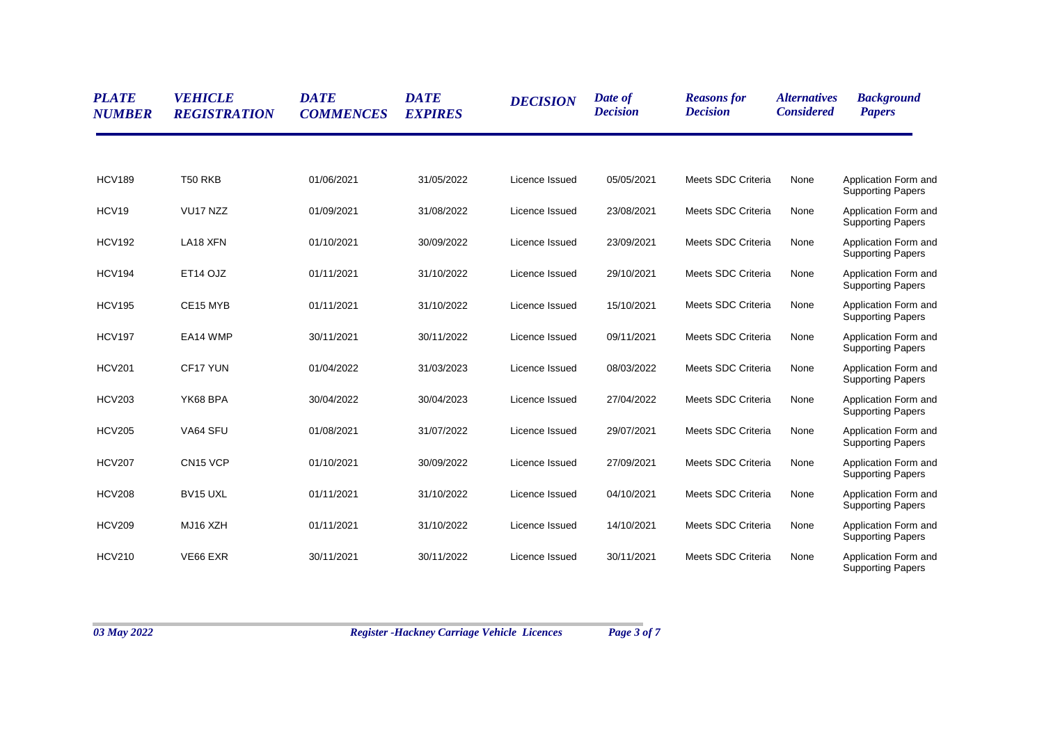| PLATE NUMBER | VEHICLE REGISTRATION | DATE COMMENCES | DATE EXPIRES | DECISION | Date of Decision | Reasons for Decision | Alternatives Considered | Background Papers |
|---|---|---|---|---|---|---|---|---|
| HCV189 | T50 RKB | 01/06/2021 | 31/05/2022 | Licence Issued | 05/05/2021 | Meets SDC Criteria | None | Application Form and Supporting Papers |
| HCV19 | VU17 NZZ | 01/09/2021 | 31/08/2022 | Licence Issued | 23/08/2021 | Meets SDC Criteria | None | Application Form and Supporting Papers |
| HCV192 | LA18 XFN | 01/10/2021 | 30/09/2022 | Licence Issued | 23/09/2021 | Meets SDC Criteria | None | Application Form and Supporting Papers |
| HCV194 | ET14 OJZ | 01/11/2021 | 31/10/2022 | Licence Issued | 29/10/2021 | Meets SDC Criteria | None | Application Form and Supporting Papers |
| HCV195 | CE15 MYB | 01/11/2021 | 31/10/2022 | Licence Issued | 15/10/2021 | Meets SDC Criteria | None | Application Form and Supporting Papers |
| HCV197 | EA14 WMP | 30/11/2021 | 30/11/2022 | Licence Issued | 09/11/2021 | Meets SDC Criteria | None | Application Form and Supporting Papers |
| HCV201 | CF17 YUN | 01/04/2022 | 31/03/2023 | Licence Issued | 08/03/2022 | Meets SDC Criteria | None | Application Form and Supporting Papers |
| HCV203 | YK68 BPA | 30/04/2022 | 30/04/2023 | Licence Issued | 27/04/2022 | Meets SDC Criteria | None | Application Form and Supporting Papers |
| HCV205 | VA64 SFU | 01/08/2021 | 31/07/2022 | Licence Issued | 29/07/2021 | Meets SDC Criteria | None | Application Form and Supporting Papers |
| HCV207 | CN15 VCP | 01/10/2021 | 30/09/2022 | Licence Issued | 27/09/2021 | Meets SDC Criteria | None | Application Form and Supporting Papers |
| HCV208 | BV15 UXL | 01/11/2021 | 31/10/2022 | Licence Issued | 04/10/2021 | Meets SDC Criteria | None | Application Form and Supporting Papers |
| HCV209 | MJ16 XZH | 01/11/2021 | 31/10/2022 | Licence Issued | 14/10/2021 | Meets SDC Criteria | None | Application Form and Supporting Papers |
| HCV210 | VE66 EXR | 30/11/2021 | 30/11/2022 | Licence Issued | 30/11/2021 | Meets SDC Criteria | None | Application Form and Supporting Papers |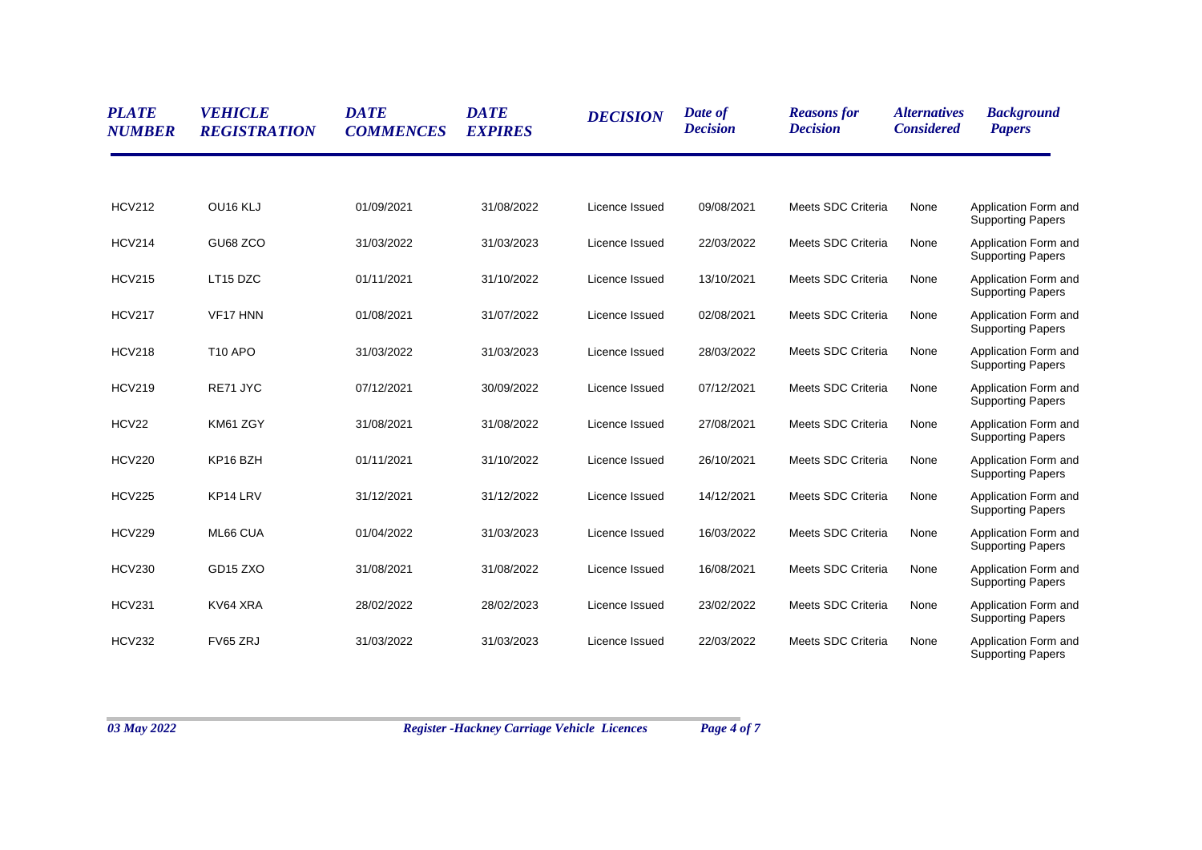| PLATE NUMBER | VEHICLE REGISTRATION | DATE COMMENCES | DATE EXPIRES | DECISION | Date of Decision | Reasons for Decision | Alternatives Considered | Background Papers |
|---|---|---|---|---|---|---|---|---|
| HCV212 | OU16 KLJ | 01/09/2021 | 31/08/2022 | Licence Issued | 09/08/2021 | Meets SDC Criteria | None | Application Form and Supporting Papers |
| HCV214 | GU68 ZCO | 31/03/2022 | 31/03/2023 | Licence Issued | 22/03/2022 | Meets SDC Criteria | None | Application Form and Supporting Papers |
| HCV215 | LT15 DZC | 01/11/2021 | 31/10/2022 | Licence Issued | 13/10/2021 | Meets SDC Criteria | None | Application Form and Supporting Papers |
| HCV217 | VF17 HNN | 01/08/2021 | 31/07/2022 | Licence Issued | 02/08/2021 | Meets SDC Criteria | None | Application Form and Supporting Papers |
| HCV218 | T10 APO | 31/03/2022 | 31/03/2023 | Licence Issued | 28/03/2022 | Meets SDC Criteria | None | Application Form and Supporting Papers |
| HCV219 | RE71 JYC | 07/12/2021 | 30/09/2022 | Licence Issued | 07/12/2021 | Meets SDC Criteria | None | Application Form and Supporting Papers |
| HCV22 | KM61 ZGY | 31/08/2021 | 31/08/2022 | Licence Issued | 27/08/2021 | Meets SDC Criteria | None | Application Form and Supporting Papers |
| HCV220 | KP16 BZH | 01/11/2021 | 31/10/2022 | Licence Issued | 26/10/2021 | Meets SDC Criteria | None | Application Form and Supporting Papers |
| HCV225 | KP14 LRV | 31/12/2021 | 31/12/2022 | Licence Issued | 14/12/2021 | Meets SDC Criteria | None | Application Form and Supporting Papers |
| HCV229 | ML66 CUA | 01/04/2022 | 31/03/2023 | Licence Issued | 16/03/2022 | Meets SDC Criteria | None | Application Form and Supporting Papers |
| HCV230 | GD15 ZXO | 31/08/2021 | 31/08/2022 | Licence Issued | 16/08/2021 | Meets SDC Criteria | None | Application Form and Supporting Papers |
| HCV231 | KV64 XRA | 28/02/2022 | 28/02/2023 | Licence Issued | 23/02/2022 | Meets SDC Criteria | None | Application Form and Supporting Papers |
| HCV232 | FV65 ZRJ | 31/03/2022 | 31/03/2023 | Licence Issued | 22/03/2022 | Meets SDC Criteria | None | Application Form and Supporting Papers |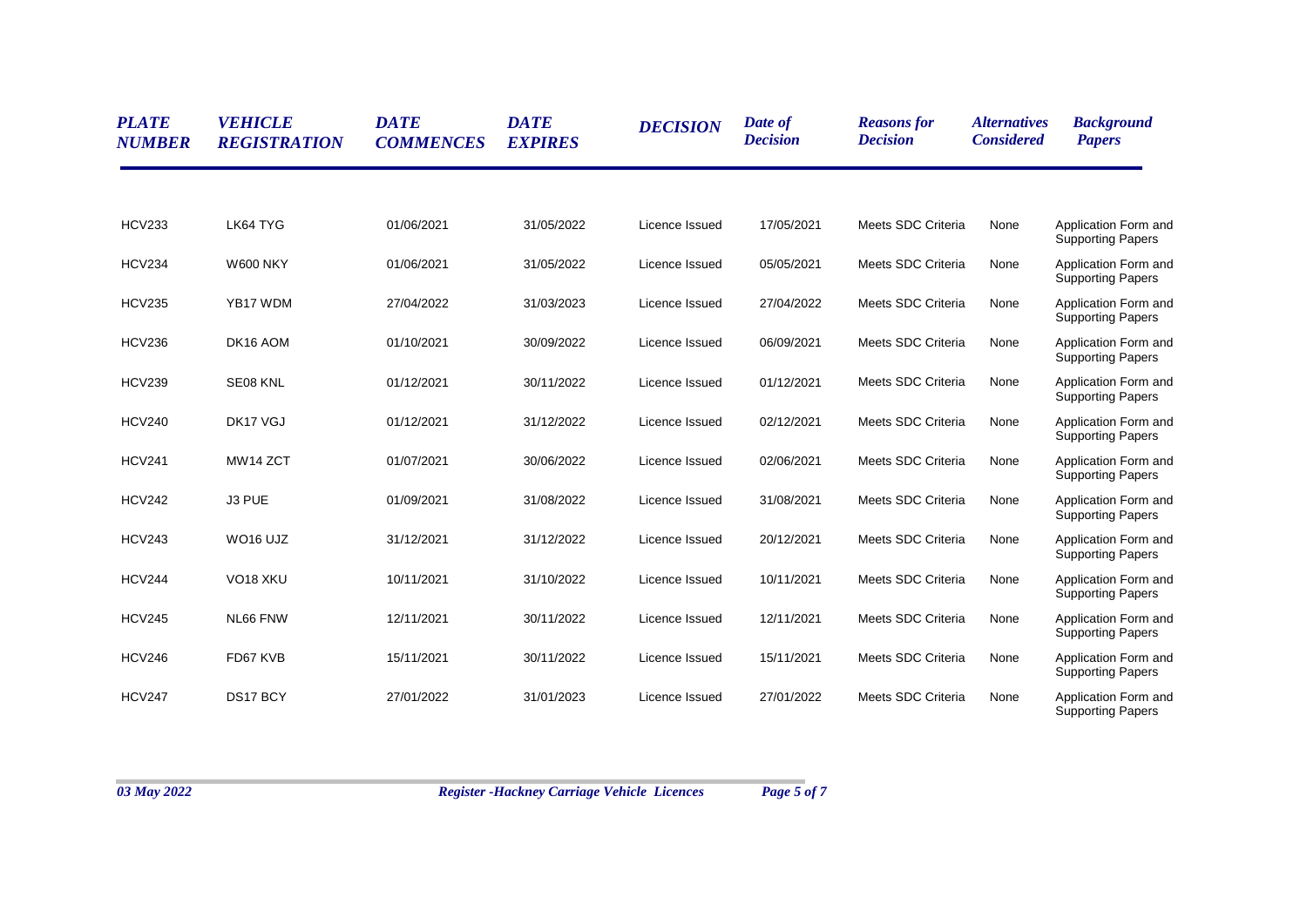| *PLATE NUMBER* | *VEHICLE REGISTRATION* | *DATE COMMENCES* | *DATE EXPIRES* | *DECISION* | *Date of Decision* | *Reasons for Decision* | *Alternatives Considered* | *Background Papers* |
|---|---|---|---|---|---|---|---|---|
| HCV233 | LK64 TYG | 01/06/2021 | 31/05/2022 | Licence Issued | 17/05/2021 | Meets SDC Criteria | None | Application Form and Supporting Papers |
| HCV234 | W600 NKY | 01/06/2021 | 31/05/2022 | Licence Issued | 05/05/2021 | Meets SDC Criteria | None | Application Form and Supporting Papers |
| HCV235 | YB17 WDM | 27/04/2022 | 31/03/2023 | Licence Issued | 27/04/2022 | Meets SDC Criteria | None | Application Form and Supporting Papers |
| HCV236 | DK16 AOM | 01/10/2021 | 30/09/2022 | Licence Issued | 06/09/2021 | Meets SDC Criteria | None | Application Form and Supporting Papers |
| HCV239 | SE08 KNL | 01/12/2021 | 30/11/2022 | Licence Issued | 01/12/2021 | Meets SDC Criteria | None | Application Form and Supporting Papers |
| HCV240 | DK17 VGJ | 01/12/2021 | 31/12/2022 | Licence Issued | 02/12/2021 | Meets SDC Criteria | None | Application Form and Supporting Papers |
| HCV241 | MW14 ZCT | 01/07/2021 | 30/06/2022 | Licence Issued | 02/06/2021 | Meets SDC Criteria | None | Application Form and Supporting Papers |
| HCV242 | J3 PUE | 01/09/2021 | 31/08/2022 | Licence Issued | 31/08/2021 | Meets SDC Criteria | None | Application Form and Supporting Papers |
| HCV243 | WO16 UJZ | 31/12/2021 | 31/12/2022 | Licence Issued | 20/12/2021 | Meets SDC Criteria | None | Application Form and Supporting Papers |
| HCV244 | VO18 XKU | 10/11/2021 | 31/10/2022 | Licence Issued | 10/11/2021 | Meets SDC Criteria | None | Application Form and Supporting Papers |
| HCV245 | NL66 FNW | 12/11/2021 | 30/11/2022 | Licence Issued | 12/11/2021 | Meets SDC Criteria | None | Application Form and Supporting Papers |
| HCV246 | FD67 KVB | 15/11/2021 | 30/11/2022 | Licence Issued | 15/11/2021 | Meets SDC Criteria | None | Application Form and Supporting Papers |
| HCV247 | DS17 BCY | 27/01/2022 | 31/01/2023 | Licence Issued | 27/01/2022 | Meets SDC Criteria | None | Application Form and Supporting Papers |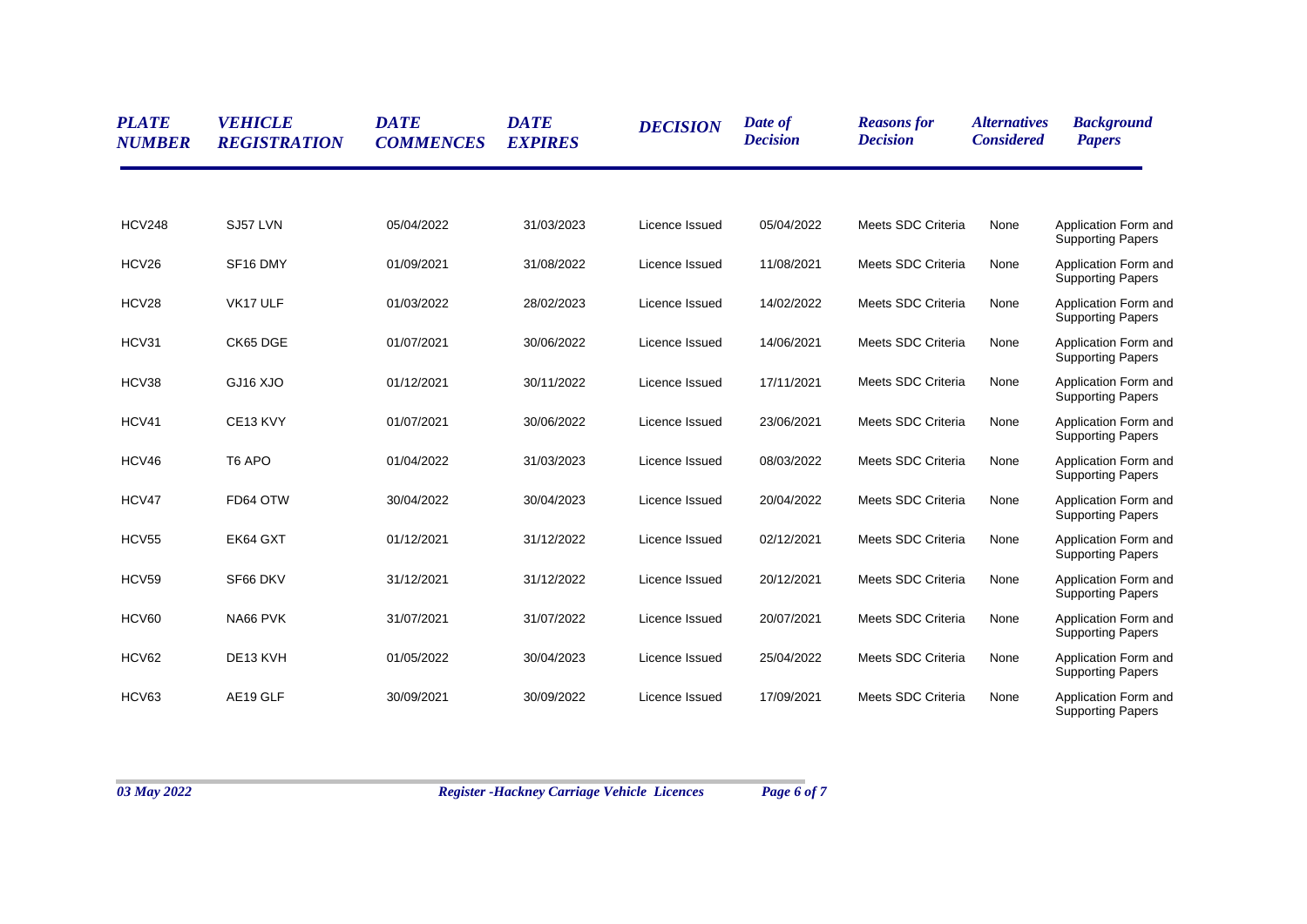| PLATE NUMBER | VEHICLE REGISTRATION | DATE COMMENCES | DATE EXPIRES | DECISION | Date of Decision | Reasons for Decision | Alternatives Considered | Background Papers |
|---|---|---|---|---|---|---|---|---|
| HCV248 | SJ57 LVN | 05/04/2022 | 31/03/2023 | Licence Issued | 05/04/2022 | Meets SDC Criteria | None | Application Form and Supporting Papers |
| HCV26 | SF16 DMY | 01/09/2021 | 31/08/2022 | Licence Issued | 11/08/2021 | Meets SDC Criteria | None | Application Form and Supporting Papers |
| HCV28 | VK17 ULF | 01/03/2022 | 28/02/2023 | Licence Issued | 14/02/2022 | Meets SDC Criteria | None | Application Form and Supporting Papers |
| HCV31 | CK65 DGE | 01/07/2021 | 30/06/2022 | Licence Issued | 14/06/2021 | Meets SDC Criteria | None | Application Form and Supporting Papers |
| HCV38 | GJ16 XJO | 01/12/2021 | 30/11/2022 | Licence Issued | 17/11/2021 | Meets SDC Criteria | None | Application Form and Supporting Papers |
| HCV41 | CE13 KVY | 01/07/2021 | 30/06/2022 | Licence Issued | 23/06/2021 | Meets SDC Criteria | None | Application Form and Supporting Papers |
| HCV46 | T6 APO | 01/04/2022 | 31/03/2023 | Licence Issued | 08/03/2022 | Meets SDC Criteria | None | Application Form and Supporting Papers |
| HCV47 | FD64 OTW | 30/04/2022 | 30/04/2023 | Licence Issued | 20/04/2022 | Meets SDC Criteria | None | Application Form and Supporting Papers |
| HCV55 | EK64 GXT | 01/12/2021 | 31/12/2022 | Licence Issued | 02/12/2021 | Meets SDC Criteria | None | Application Form and Supporting Papers |
| HCV59 | SF66 DKV | 31/12/2021 | 31/12/2022 | Licence Issued | 20/12/2021 | Meets SDC Criteria | None | Application Form and Supporting Papers |
| HCV60 | NA66 PVK | 31/07/2021 | 31/07/2022 | Licence Issued | 20/07/2021 | Meets SDC Criteria | None | Application Form and Supporting Papers |
| HCV62 | DE13 KVH | 01/05/2022 | 30/04/2023 | Licence Issued | 25/04/2022 | Meets SDC Criteria | None | Application Form and Supporting Papers |
| HCV63 | AE19 GLF | 30/09/2021 | 30/09/2022 | Licence Issued | 17/09/2021 | Meets SDC Criteria | None | Application Form and Supporting Papers |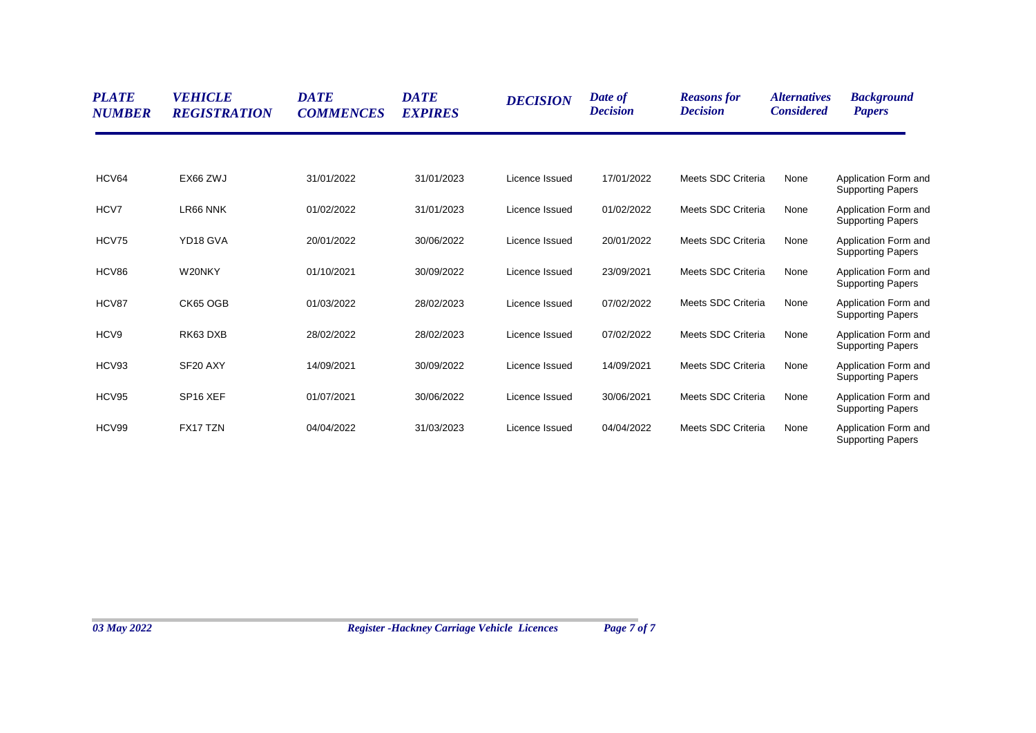| PLATE NUMBER | VEHICLE REGISTRATION | DATE COMMENCES | DATE EXPIRES | DECISION | Date of Decision | Reasons for Decision | Alternatives Considered | Background Papers |
|---|---|---|---|---|---|---|---|---|
| HCV64 | EX66 ZWJ | 31/01/2022 | 31/01/2023 | Licence Issued | 17/01/2022 | Meets SDC Criteria | None | Application Form and Supporting Papers |
| HCV7 | LR66 NNK | 01/02/2022 | 31/01/2023 | Licence Issued | 01/02/2022 | Meets SDC Criteria | None | Application Form and Supporting Papers |
| HCV75 | YD18 GVA | 20/01/2022 | 30/06/2022 | Licence Issued | 20/01/2022 | Meets SDC Criteria | None | Application Form and Supporting Papers |
| HCV86 | W20NKY | 01/10/2021 | 30/09/2022 | Licence Issued | 23/09/2021 | Meets SDC Criteria | None | Application Form and Supporting Papers |
| HCV87 | CK65 OGB | 01/03/2022 | 28/02/2023 | Licence Issued | 07/02/2022 | Meets SDC Criteria | None | Application Form and Supporting Papers |
| HCV9 | RK63 DXB | 28/02/2022 | 28/02/2023 | Licence Issued | 07/02/2022 | Meets SDC Criteria | None | Application Form and Supporting Papers |
| HCV93 | SF20 AXY | 14/09/2021 | 30/09/2022 | Licence Issued | 14/09/2021 | Meets SDC Criteria | None | Application Form and Supporting Papers |
| HCV95 | SP16 XEF | 01/07/2021 | 30/06/2022 | Licence Issued | 30/06/2021 | Meets SDC Criteria | None | Application Form and Supporting Papers |
| HCV99 | FX17 TZN | 04/04/2022 | 31/03/2023 | Licence Issued | 04/04/2022 | Meets SDC Criteria | None | Application Form and Supporting Papers |

*03 May 2022* — *Register -Hackney Carriage Vehicle Licences*